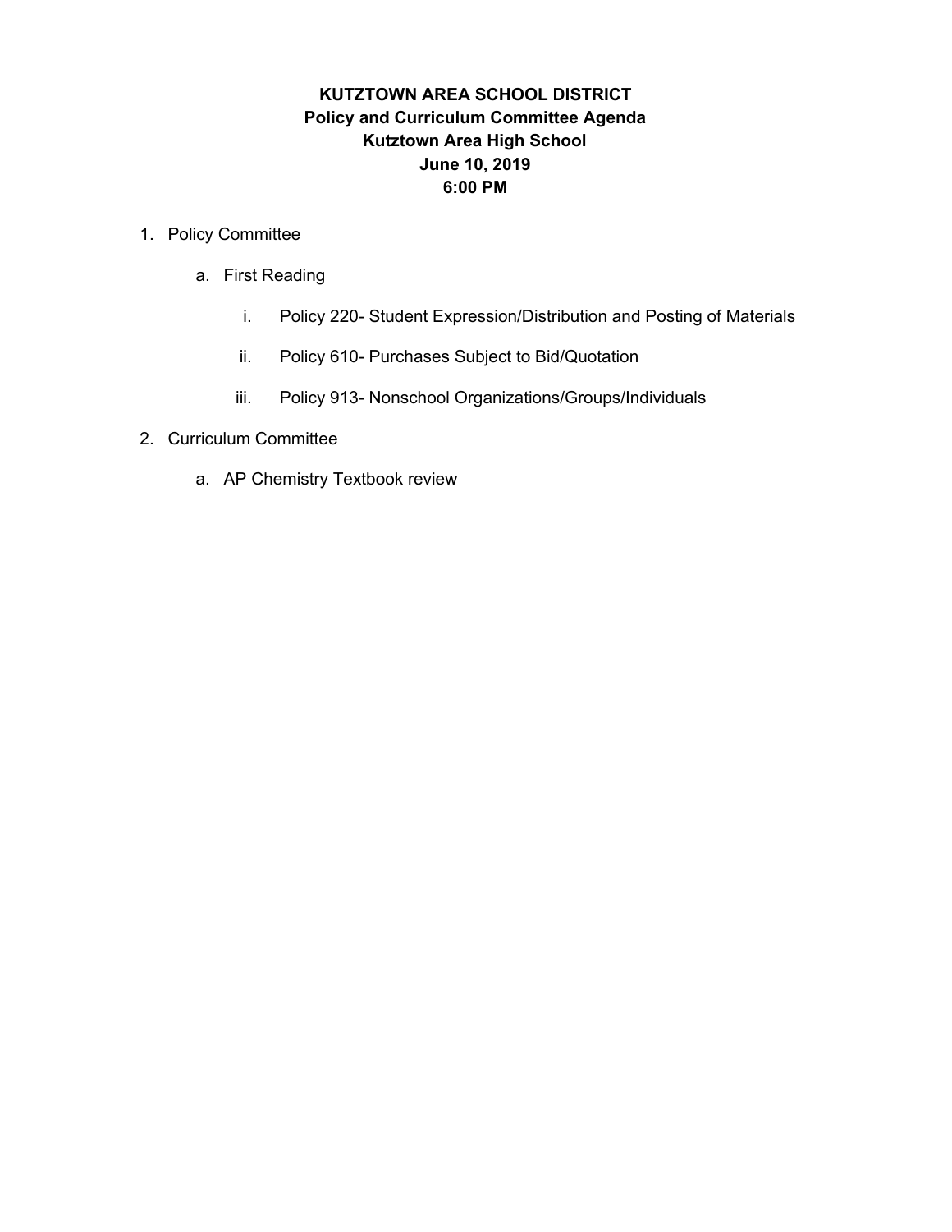**KUTZTOWN AREA SCHOOL DISTRICT**
**Policy and Curriculum Committee Agenda**
**Kutztown Area High School**
**June 10, 2019**
**6:00 PM**

1. Policy Committee
   a. First Reading
      i. Policy 220- Student Expression/Distribution and Posting of Materials
      ii. Policy 610- Purchases Subject to Bid/Quotation
      iii. Policy 913- Nonschool Organizations/Groups/Individuals
2. Curriculum Committee
   a. AP Chemistry Textbook review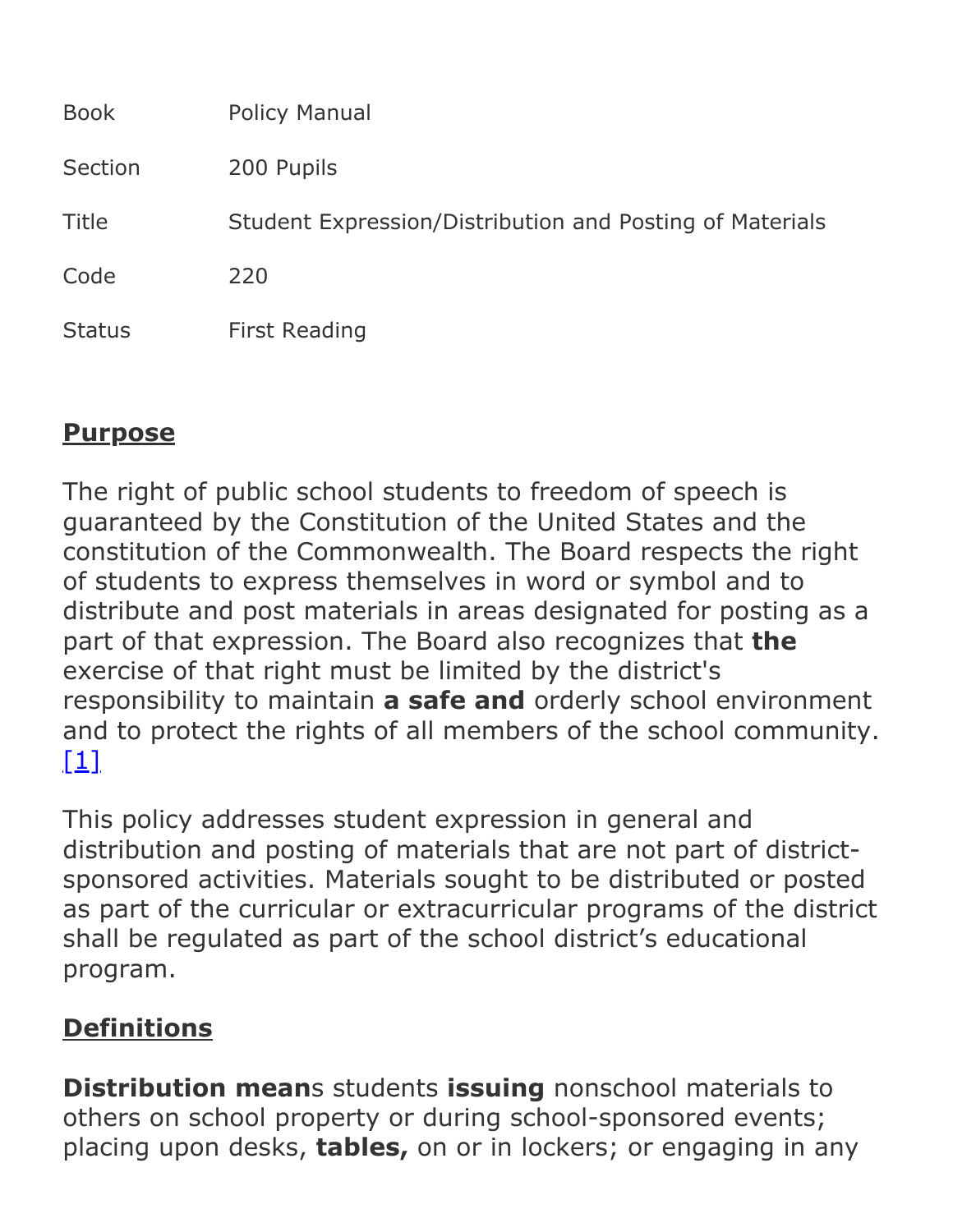| | |
|---|---|
| Book | Policy Manual |
| Section | 200 Pupils |
| Title | Student Expression/Distribution and Posting of Materials |
| Code | 220 |
| Status | First Reading |

## Purpose

The right of public school students to freedom of speech is guaranteed by the Constitution of the United States and the constitution of the Commonwealth. The Board respects the right of students to express themselves in word or symbol and to distribute and post materials in areas designated for posting as a part of that expression. The Board also recognizes that **the** exercise of that right must be limited by the district's responsibility to maintain **a safe and** orderly school environment and to protect the rights of all members of the school community. [1]

This policy addresses student expression in general and distribution and posting of materials that are not part of district-sponsored activities. Materials sought to be distributed or posted as part of the curricular or extracurricular programs of the district shall be regulated as part of the school district's educational program.

## Definitions

**Distribution mean**s students **issuing** nonschool materials to others on school property or during school-sponsored events; placing upon desks, **tables,** on or in lockers; or engaging in any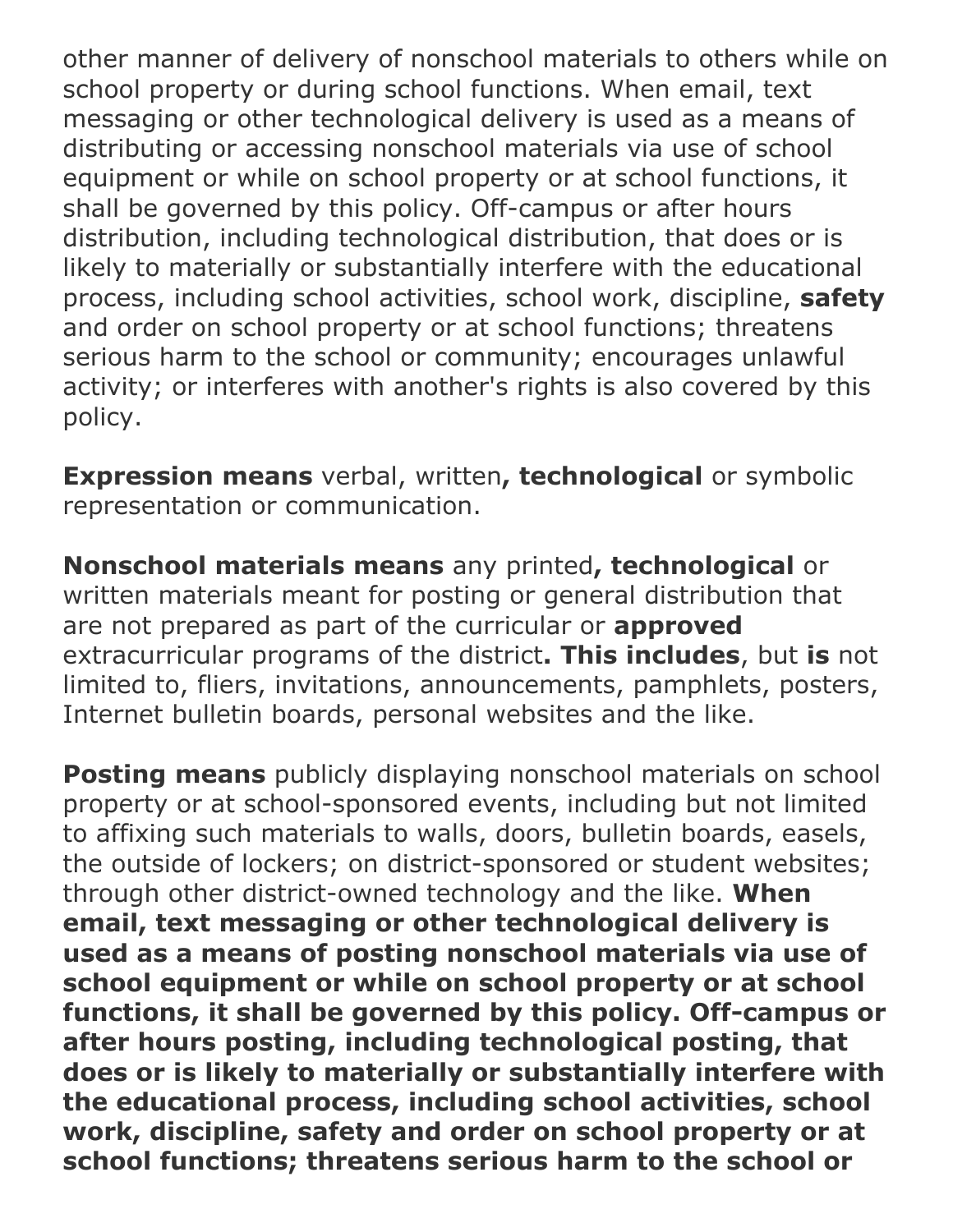other manner of delivery of nonschool materials to others while on school property or during school functions. When email, text messaging or other technological delivery is used as a means of distributing or accessing nonschool materials via use of school equipment or while on school property or at school functions, it shall be governed by this policy. Off-campus or after hours distribution, including technological distribution, that does or is likely to materially or substantially interfere with the educational process, including school activities, school work, discipline, **safety** and order on school property or at school functions; threatens serious harm to the school or community; encourages unlawful activity; or interferes with another's rights is also covered by this policy.

**Expression means** verbal, written**, technological** or symbolic representation or communication.

**Nonschool materials means** any printed**, technological** or written materials meant for posting or general distribution that are not prepared as part of the curricular or **approved** extracurricular programs of the district**. This includes**, but **is** not limited to, fliers, invitations, announcements, pamphlets, posters, Internet bulletin boards, personal websites and the like.

**Posting means** publicly displaying nonschool materials on school property or at school-sponsored events, including but not limited to affixing such materials to walls, doors, bulletin boards, easels, the outside of lockers; on district-sponsored or student websites; through other district-owned technology and the like. **When email, text messaging or other technological delivery is used as a means of posting nonschool materials via use of school equipment or while on school property or at school functions, it shall be governed by this policy. Off-campus or after hours posting, including technological posting, that does or is likely to materially or substantially interfere with the educational process, including school activities, school work, discipline, safety and order on school property or at school functions; threatens serious harm to the school or**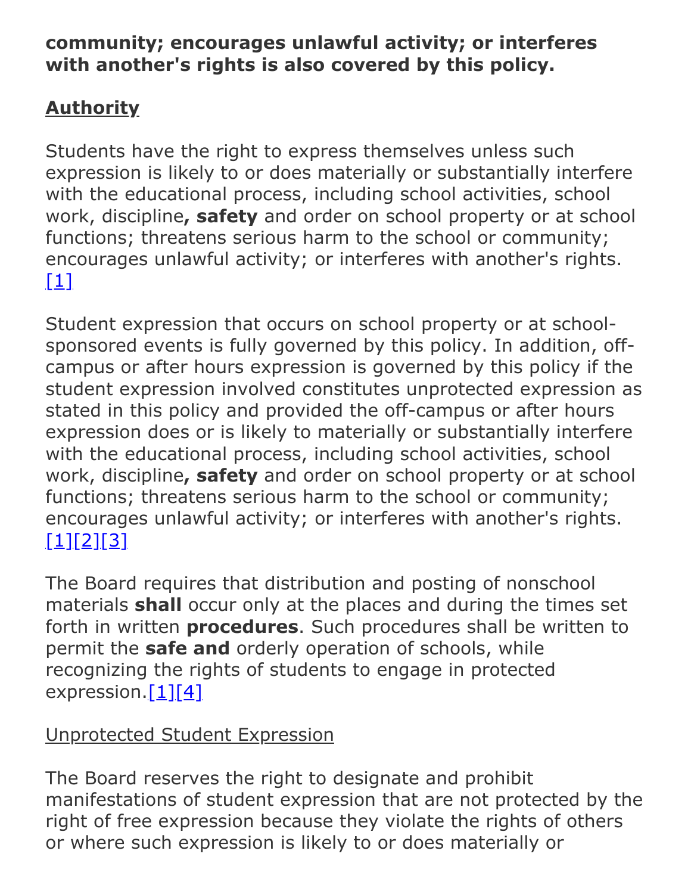**community; encourages unlawful activity; or interferes with another's rights is also covered by this policy.**

## Authority

Students have the right to express themselves unless such expression is likely to or does materially or substantially interfere with the educational process, including school activities, school work, discipline**, safety** and order on school property or at school functions; threatens serious harm to the school or community; encourages unlawful activity; or interferes with another's rights.[1]

Student expression that occurs on school property or at school-sponsored events is fully governed by this policy. In addition, off-campus or after hours expression is governed by this policy if the student expression involved constitutes unprotected expression as stated in this policy and provided the off-campus or after hours expression does or is likely to materially or substantially interfere with the educational process, including school activities, school work, discipline**, safety** and order on school property or at school functions; threatens serious harm to the school or community; encourages unlawful activity; or interferes with another's rights.[1][2][3]

The Board requires that distribution and posting of nonschool materials **shall** occur only at the places and during the times set forth in written **procedures**. Such procedures shall be written to permit the **safe and** orderly operation of schools, while recognizing the rights of students to engage in protected expression.[1][4]

Unprotected Student Expression

The Board reserves the right to designate and prohibit manifestations of student expression that are not protected by the right of free expression because they violate the rights of others or where such expression is likely to or does materially or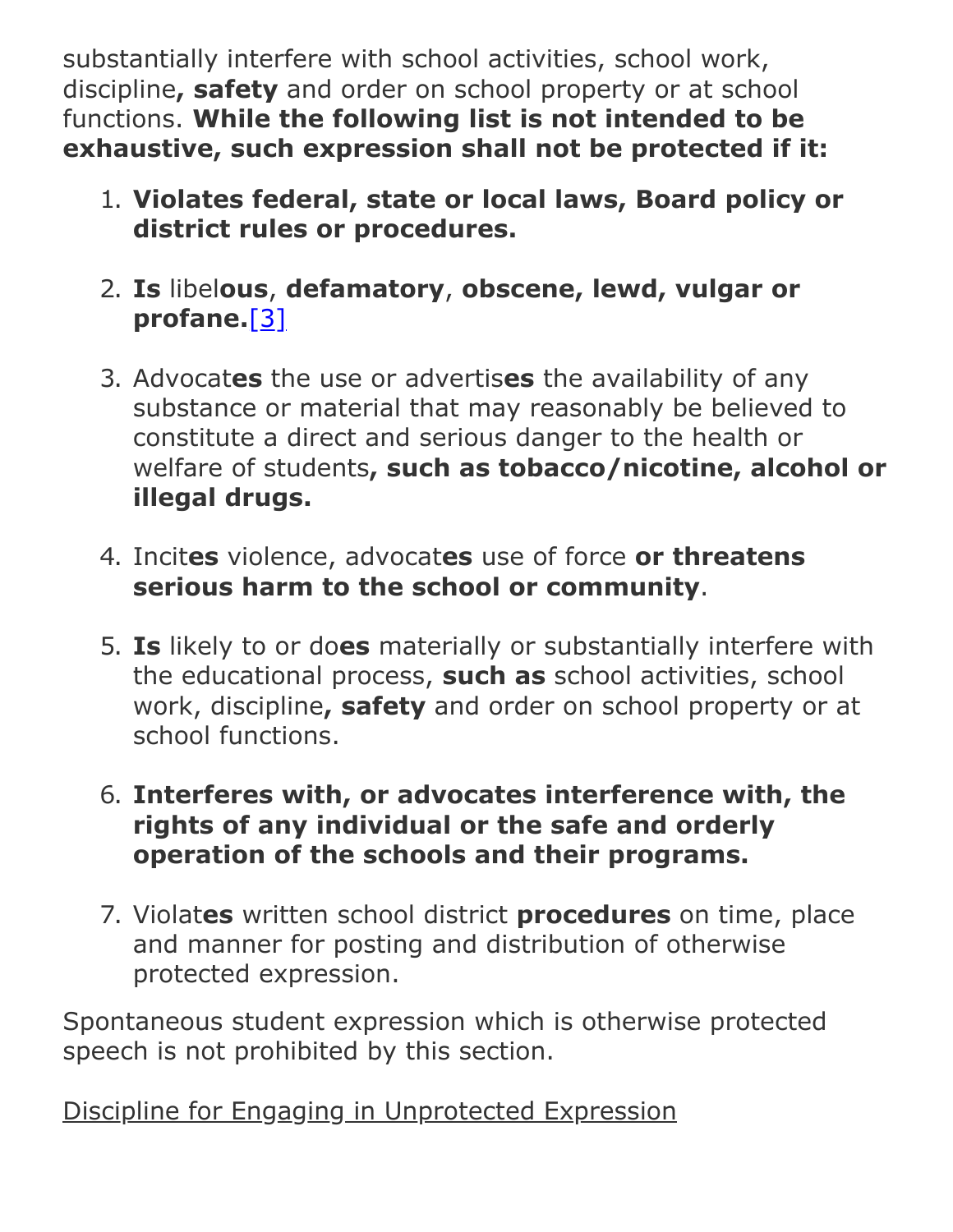substantially interfere with school activities, school work, discipline**, safety** and order on school property or at school functions. **While the following list is not intended to be exhaustive, such expression shall not be protected if it:**

1. **Violates federal, state or local laws, Board policy or district rules or procedures.**
2. **Is** libel**ous**, **defamatory**, **obscene, lewd, vulgar or profane.**[3]
3. Advocat**es** the use or advertis**es** the availability of any substance or material that may reasonably be believed to constitute a direct and serious danger to the health or welfare of students**, such as tobacco/nicotine, alcohol or illegal drugs.**
4. Incit**es** violence, advocat**es** use of force **or threatens serious harm to the school or community**.
5. **Is** likely to or do**es** materially or substantially interfere with the educational process, **such as** school activities, school work, discipline**, safety** and order on school property or at school functions.
6. **Interferes with, or advocates interference with, the rights of any individual or the safe and orderly operation of the schools and their programs.**
7. Violat**es** written school district **procedures** on time, place and manner for posting and distribution of otherwise protected expression.

Spontaneous student expression which is otherwise protected speech is not prohibited by this section.

<u>Discipline for Engaging in Unprotected Expression</u>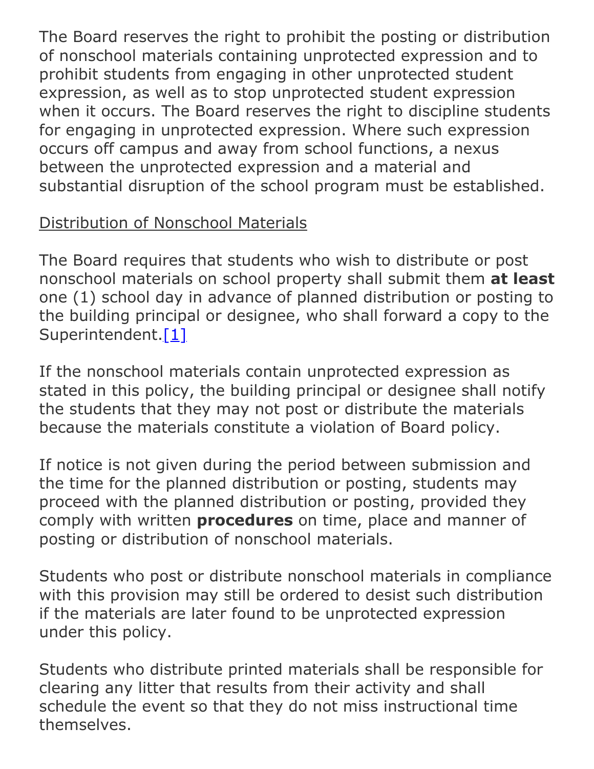The Board reserves the right to prohibit the posting or distribution of nonschool materials containing unprotected expression and to prohibit students from engaging in other unprotected student expression, as well as to stop unprotected student expression when it occurs. The Board reserves the right to discipline students for engaging in unprotected expression. Where such expression occurs off campus and away from school functions, a nexus between the unprotected expression and a material and substantial disruption of the school program must be established.

<u>Distribution of Nonschool Materials</u>

The Board requires that students who wish to distribute or post nonschool materials on school property shall submit them **at least** one (1) school day in advance of planned distribution or posting to the building principal or designee, who shall forward a copy to the Superintendent.[1]

If the nonschool materials contain unprotected expression as stated in this policy, the building principal or designee shall notify the students that they may not post or distribute the materials because the materials constitute a violation of Board policy.

If notice is not given during the period between submission and the time for the planned distribution or posting, students may proceed with the planned distribution or posting, provided they comply with written **procedures** on time, place and manner of posting or distribution of nonschool materials.

Students who post or distribute nonschool materials in compliance with this provision may still be ordered to desist such distribution if the materials are later found to be unprotected expression under this policy.

Students who distribute printed materials shall be responsible for clearing any litter that results from their activity and shall schedule the event so that they do not miss instructional time themselves.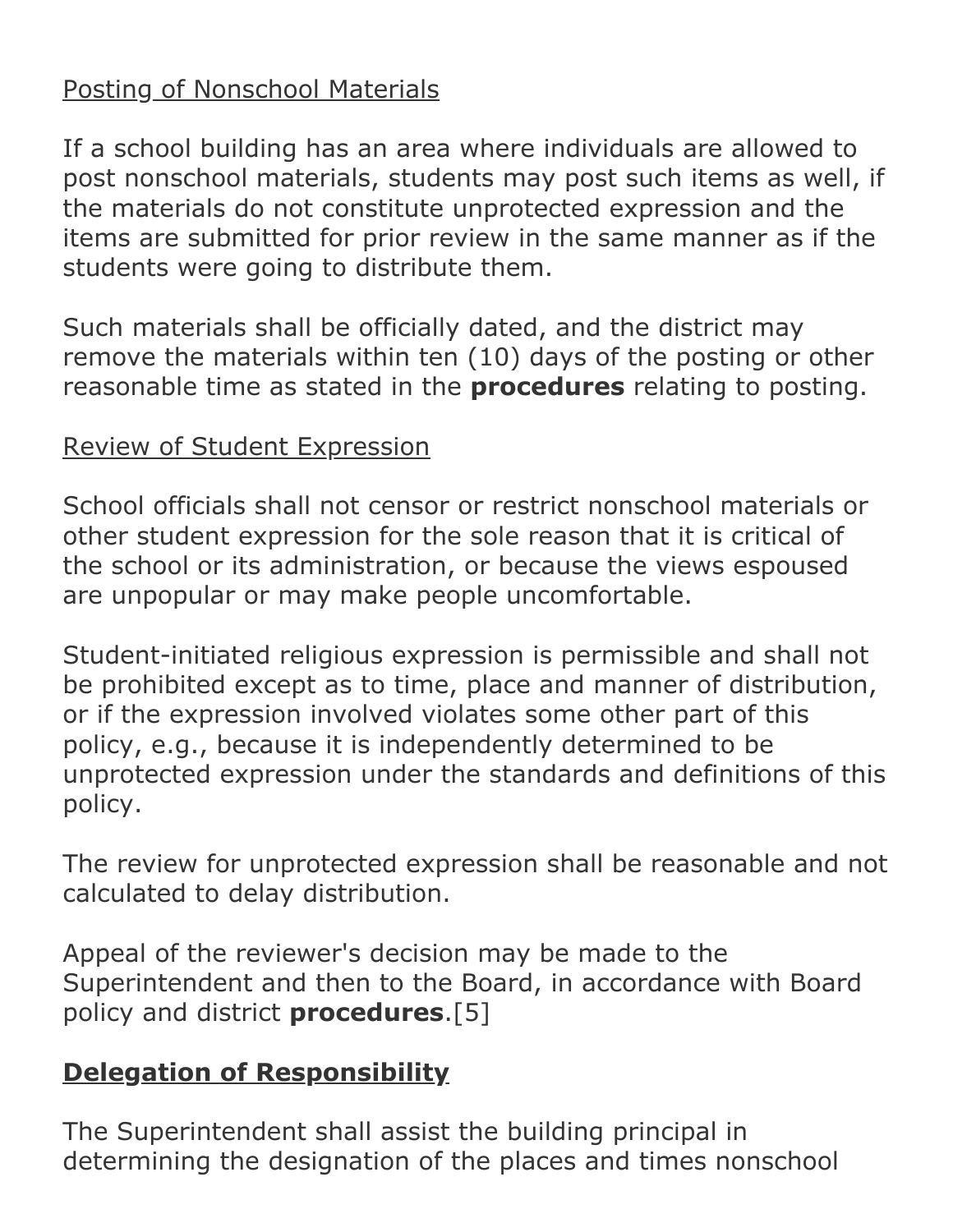Posting of Nonschool Materials

If a school building has an area where individuals are allowed to post nonschool materials, students may post such items as well, if the materials do not constitute unprotected expression and the items are submitted for prior review in the same manner as if the students were going to distribute them.

Such materials shall be officially dated, and the district may remove the materials within ten (10) days of the posting or other reasonable time as stated in the **procedures** relating to posting.

Review of Student Expression

School officials shall not censor or restrict nonschool materials or other student expression for the sole reason that it is critical of the school or its administration, or because the views espoused are unpopular or may make people uncomfortable.

Student-initiated religious expression is permissible and shall not be prohibited except as to time, place and manner of distribution, or if the expression involved violates some other part of this policy, e.g., because it is independently determined to be unprotected expression under the standards and definitions of this policy.

The review for unprotected expression shall be reasonable and not calculated to delay distribution.

Appeal of the reviewer's decision may be made to the Superintendent and then to the Board, in accordance with Board policy and district **procedures**.[5]

## Delegation of Responsibility

The Superintendent shall assist the building principal in determining the designation of the places and times nonschool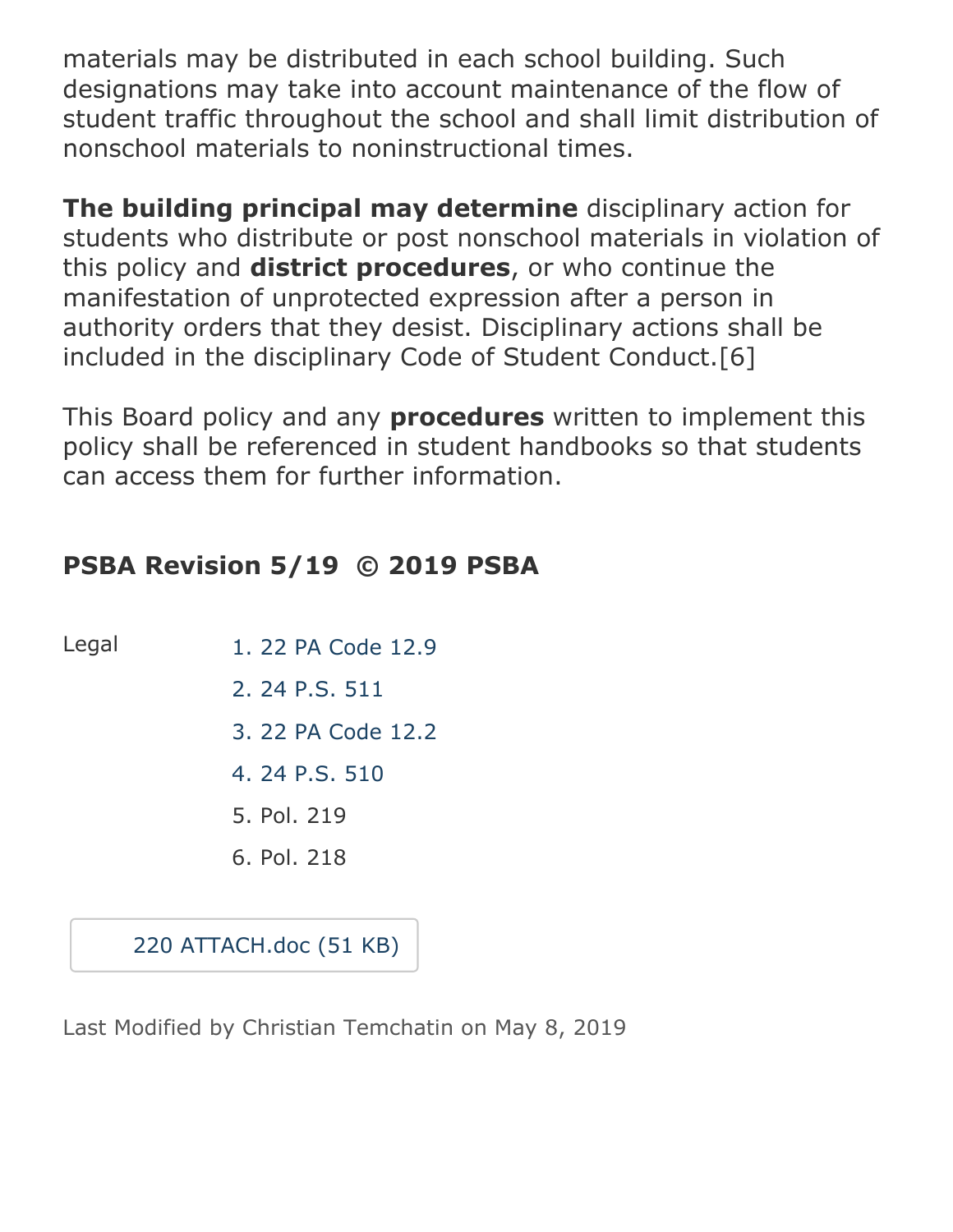materials may be distributed in each school building. Such designations may take into account maintenance of the flow of student traffic throughout the school and shall limit distribution of nonschool materials to noninstructional times.

**The building principal may determine** disciplinary action for students who distribute or post nonschool materials in violation of this policy and **district procedures**, or who continue the manifestation of unprotected expression after a person in authority orders that they desist. Disciplinary actions shall be included in the disciplinary Code of Student Conduct.[6]

This Board policy and any **procedures** written to implement this policy shall be referenced in student handbooks so that students can access them for further information.

**PSBA Revision 5/19 © 2019 PSBA**

Legal

1. 22 PA Code 12.9
2. 24 P.S. 511
3. 22 PA Code 12.2
4. 24 P.S. 510
5. Pol. 219
6. Pol. 218

220 ATTACH.doc (51 KB)

Last Modified by Christian Temchatin on May 8, 2019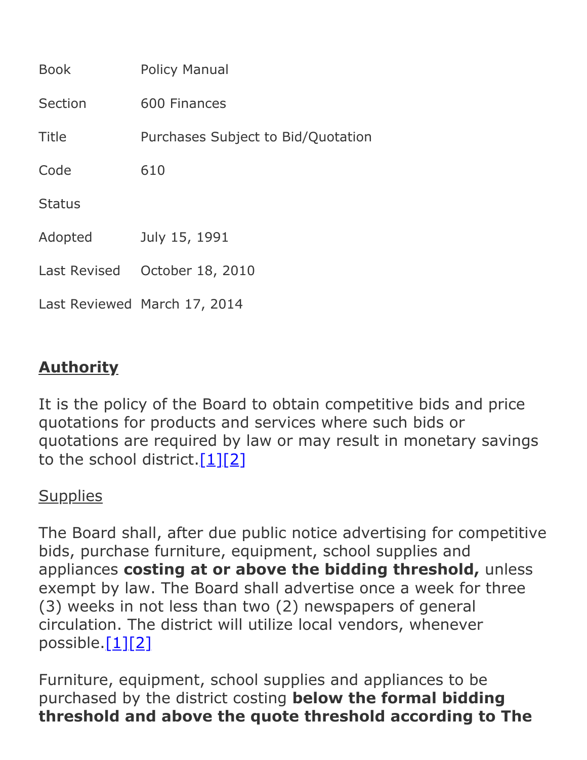| Book | Policy Manual |
| --- | --- |
| Section | 600 Finances |
| Title | Purchases Subject to Bid/Quotation |
| Code | 610 |
| Status | |
| Adopted | July 15, 1991 |
| Last Revised | October 18, 2010 |
| Last Reviewed | March 17, 2014 |

## Authority

It is the policy of the Board to obtain competitive bids and price quotations for products and services where such bids or quotations are required by law or may result in monetary savings to the school district.[1][2]

Supplies

The Board shall, after due public notice advertising for competitive bids, purchase furniture, equipment, school supplies and appliances **costing at or above the bidding threshold,** unless exempt by law. The Board shall advertise once a week for three (3) weeks in not less than two (2) newspapers of general circulation. The district will utilize local vendors, whenever possible.[1][2]

Furniture, equipment, school supplies and appliances to be purchased by the district costing **below the formal bidding threshold and above the quote threshold according to The**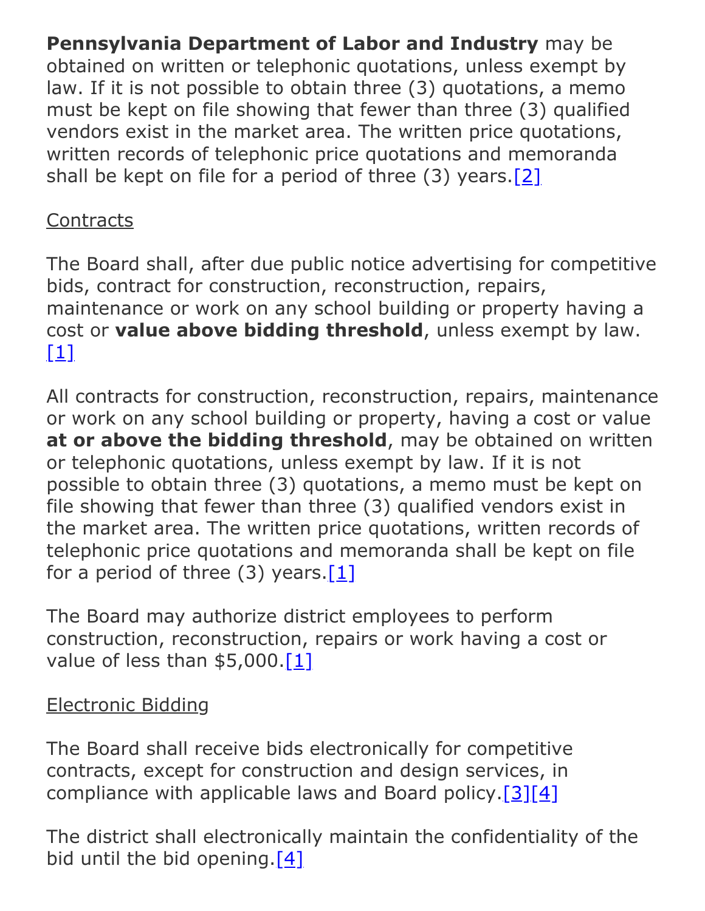**Pennsylvania Department of Labor and Industry** may be obtained on written or telephonic quotations, unless exempt by law. If it is not possible to obtain three (3) quotations, a memo must be kept on file showing that fewer than three (3) qualified vendors exist in the market area. The written price quotations, written records of telephonic price quotations and memoranda shall be kept on file for a period of three (3) years.[2]

Contracts

The Board shall, after due public notice advertising for competitive bids, contract for construction, reconstruction, repairs, maintenance or work on any school building or property having a cost or **value above bidding threshold**, unless exempt by law.[1]

All contracts for construction, reconstruction, repairs, maintenance or work on any school building or property, having a cost or value **at or above the bidding threshold**, may be obtained on written or telephonic quotations, unless exempt by law. If it is not possible to obtain three (3) quotations, a memo must be kept on file showing that fewer than three (3) qualified vendors exist in the market area. The written price quotations, written records of telephonic price quotations and memoranda shall be kept on file for a period of three (3) years.[1]

The Board may authorize district employees to perform construction, reconstruction, repairs or work having a cost or value of less than $5,000.[1]

Electronic Bidding

The Board shall receive bids electronically for competitive contracts, except for construction and design services, in compliance with applicable laws and Board policy.[3][4]

The district shall electronically maintain the confidentiality of the bid until the bid opening.[4]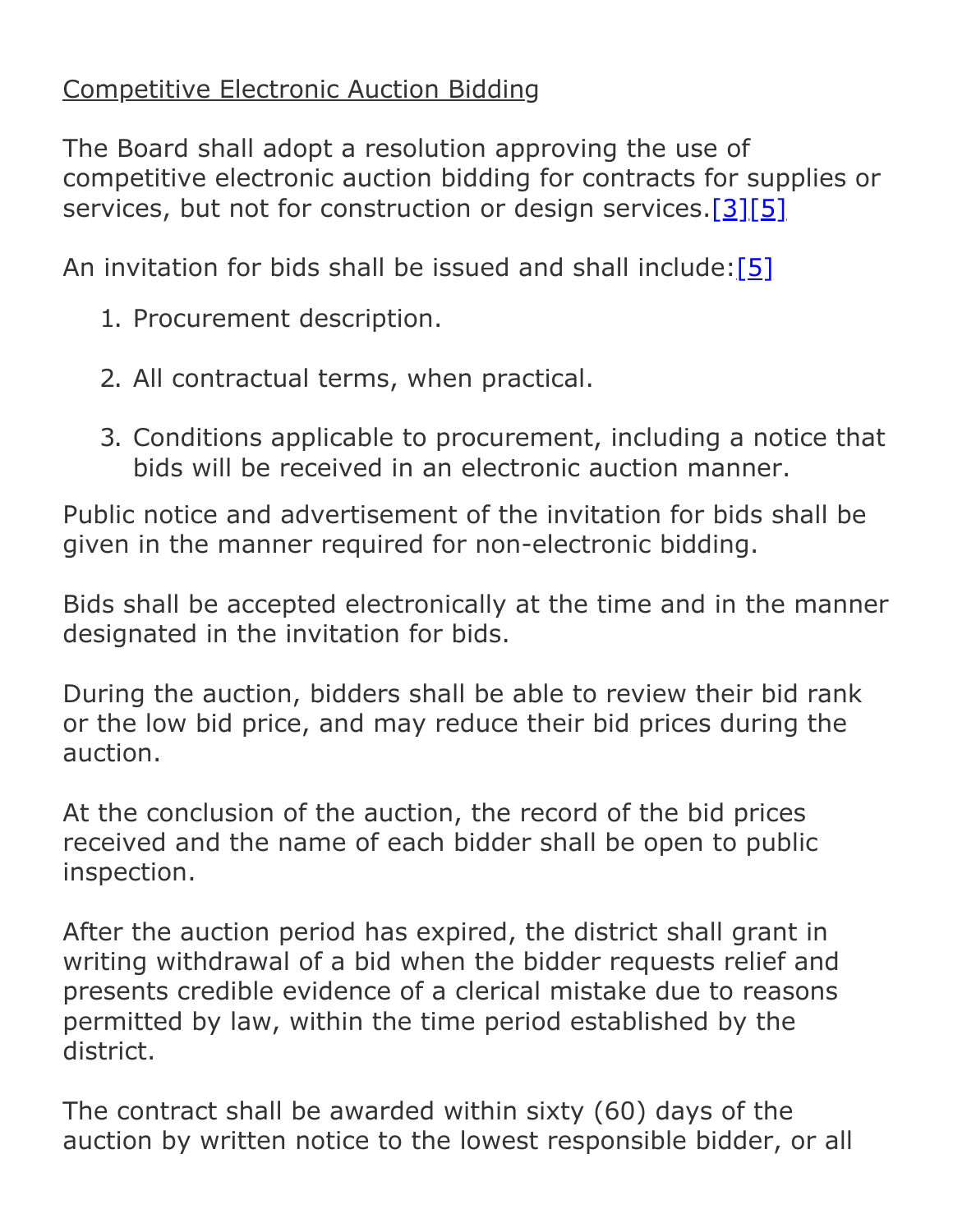Competitive Electronic Auction Bidding

The Board shall adopt a resolution approving the use of competitive electronic auction bidding for contracts for supplies or services, but not for construction or design services.[3][5]

An invitation for bids shall be issued and shall include:[5]

1. Procurement description.
2. All contractual terms, when practical.
3. Conditions applicable to procurement, including a notice that bids will be received in an electronic auction manner.

Public notice and advertisement of the invitation for bids shall be given in the manner required for non-electronic bidding.

Bids shall be accepted electronically at the time and in the manner designated in the invitation for bids.

During the auction, bidders shall be able to review their bid rank or the low bid price, and may reduce their bid prices during the auction.

At the conclusion of the auction, the record of the bid prices received and the name of each bidder shall be open to public inspection.

After the auction period has expired, the district shall grant in writing withdrawal of a bid when the bidder requests relief and presents credible evidence of a clerical mistake due to reasons permitted by law, within the time period established by the district.

The contract shall be awarded within sixty (60) days of the auction by written notice to the lowest responsible bidder, or all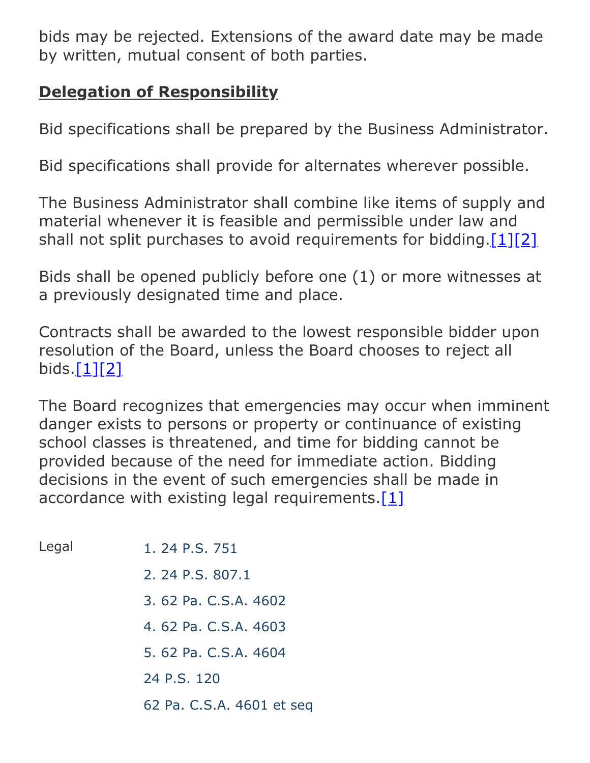bids may be rejected. Extensions of the award date may be made by written, mutual consent of both parties.

## **Delegation of Responsibility**

Bid specifications shall be prepared by the Business Administrator.

Bid specifications shall provide for alternates wherever possible.

The Business Administrator shall combine like items of supply and material whenever it is feasible and permissible under law and shall not split purchases to avoid requirements for bidding.[1][2]

Bids shall be opened publicly before one (1) or more witnesses at a previously designated time and place.

Contracts shall be awarded to the lowest responsible bidder upon resolution of the Board, unless the Board chooses to reject all bids.[1][2]

The Board recognizes that emergencies may occur when imminent danger exists to persons or property or continuance of existing school classes is threatened, and time for bidding cannot be provided because of the need for immediate action. Bidding decisions in the event of such emergencies shall be made in accordance with existing legal requirements.[1]

Legal

1. 24 P.S. 751
2. 24 P.S. 807.1
3. 62 Pa. C.S.A. 4602
4. 62 Pa. C.S.A. 4603
5. 62 Pa. C.S.A. 4604

24 P.S. 120

62 Pa. C.S.A. 4601 et seq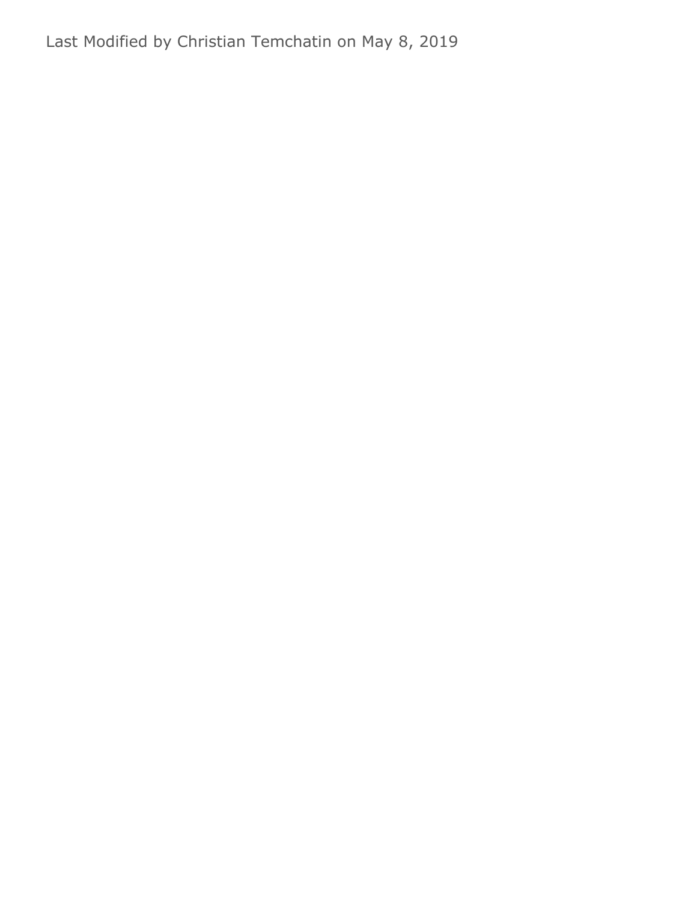Last Modified by Christian Temchatin on May 8, 2019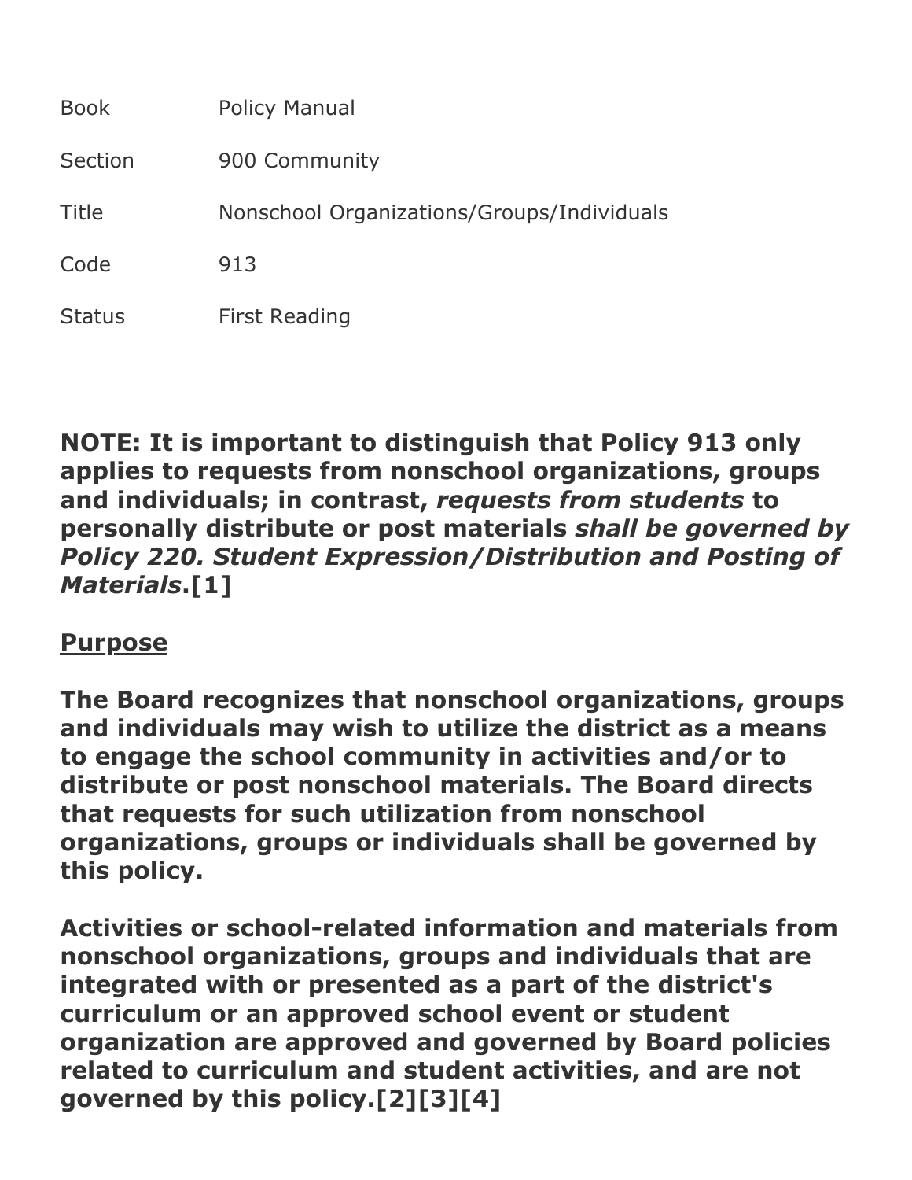| Book | Policy Manual |
| --- | --- |
| Section | 900 Community |
| Title | Nonschool Organizations/Groups/Individuals |
| Code | 913 |
| Status | First Reading |

**NOTE: It is important to distinguish that Policy 913 only applies to requests from nonschool organizations, groups and individuals; in contrast, *requests from students* to personally distribute or post materials *shall be governed by Policy 220. Student Expression/Distribution and Posting of Materials*.[1]**

## Purpose

**The Board recognizes that nonschool organizations, groups and individuals may wish to utilize the district as a means to engage the school community in activities and/or to distribute or post nonschool materials. The Board directs that requests for such utilization from nonschool organizations, groups or individuals shall be governed by this policy.**

**Activities or school-related information and materials from nonschool organizations, groups and individuals that are integrated with or presented as a part of the district's curriculum or an approved school event or student organization are approved and governed by Board policies related to curriculum and student activities, and are not governed by this policy.[2][3][4]**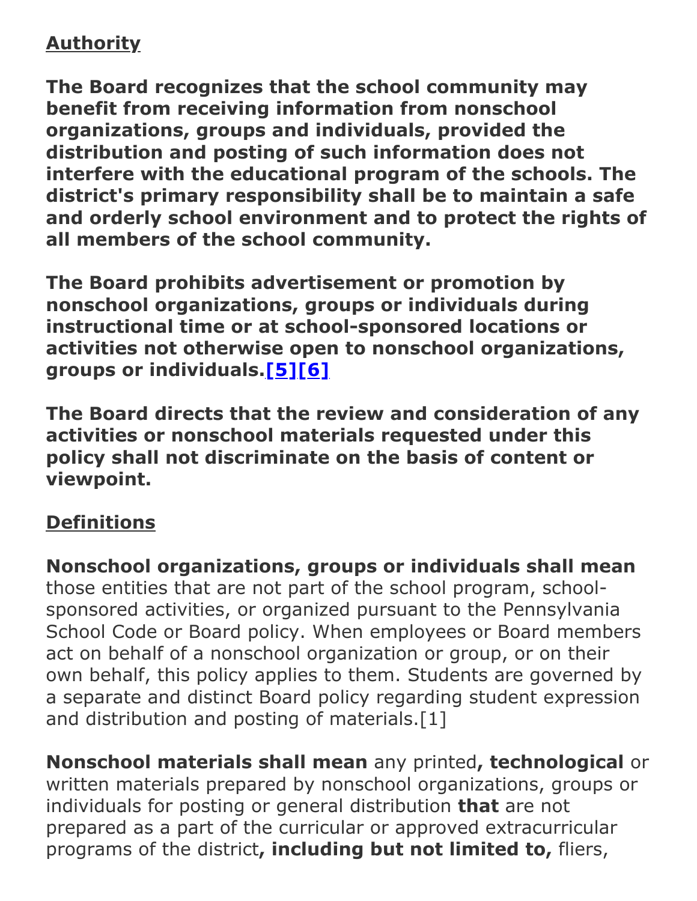## Authority

**The Board recognizes that the school community may benefit from receiving information from nonschool organizations, groups and individuals, provided the distribution and posting of such information does not interfere with the educational program of the schools. The district's primary responsibility shall be to maintain a safe and orderly school environment and to protect the rights of all members of the school community.**

**The Board prohibits advertisement or promotion by nonschool organizations, groups or individuals during instructional time or at school-sponsored locations or activities not otherwise open to nonschool organizations, groups or individuals.[5][6]**

**The Board directs that the review and consideration of any activities or nonschool materials requested under this policy shall not discriminate on the basis of content or viewpoint.**

## Definitions

**Nonschool organizations, groups or individuals shall mean** those entities that are not part of the school program, school-sponsored activities, or organized pursuant to the Pennsylvania School Code or Board policy. When employees or Board members act on behalf of a nonschool organization or group, or on their own behalf, this policy applies to them. Students are governed by a separate and distinct Board policy regarding student expression and distribution and posting of materials.[1]

**Nonschool materials shall mean** any printed**, technological** or written materials prepared by nonschool organizations, groups or individuals for posting or general distribution **that** are not prepared as a part of the curricular or approved extracurricular programs of the district**, including but not limited to,** fliers,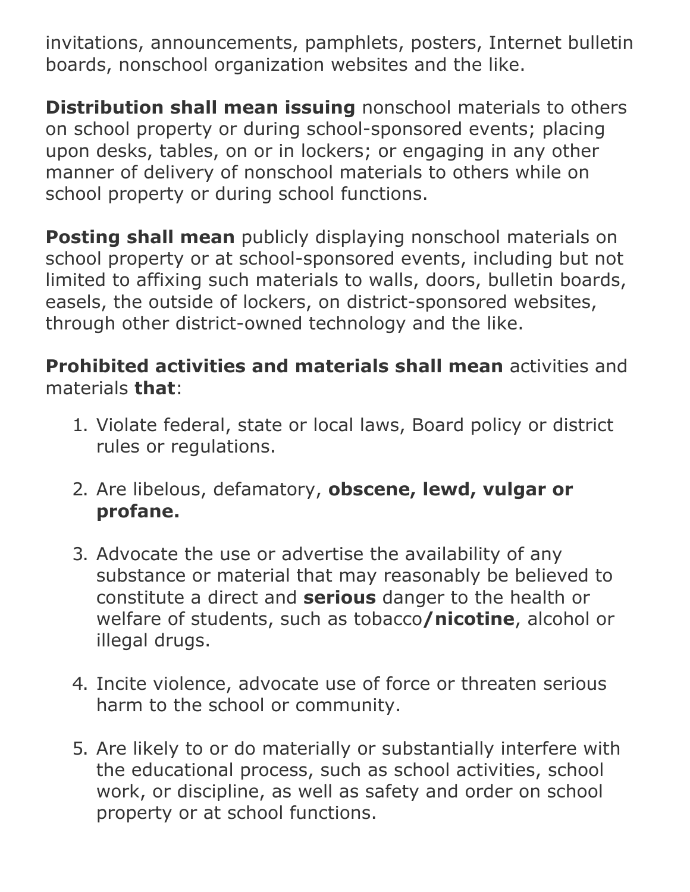invitations, announcements, pamphlets, posters, Internet bulletin boards, nonschool organization websites and the like.

**Distribution shall mean issuing** nonschool materials to others on school property or during school-sponsored events; placing upon desks, tables, on or in lockers; or engaging in any other manner of delivery of nonschool materials to others while on school property or during school functions.

**Posting shall mean** publicly displaying nonschool materials on school property or at school-sponsored events, including but not limited to affixing such materials to walls, doors, bulletin boards, easels, the outside of lockers, on district-sponsored websites, through other district-owned technology and the like.

**Prohibited activities and materials shall mean** activities and materials **that**:

1. Violate federal, state or local laws, Board policy or district rules or regulations.

2. Are libelous, defamatory, **obscene, lewd, vulgar or profane.**

3. Advocate the use or advertise the availability of any substance or material that may reasonably be believed to constitute a direct and **serious** danger to the health or welfare of students, such as tobacco**/nicotine**, alcohol or illegal drugs.

4. Incite violence, advocate use of force or threaten serious harm to the school or community.

5. Are likely to or do materially or substantially interfere with the educational process, such as school activities, school work, or discipline, as well as safety and order on school property or at school functions.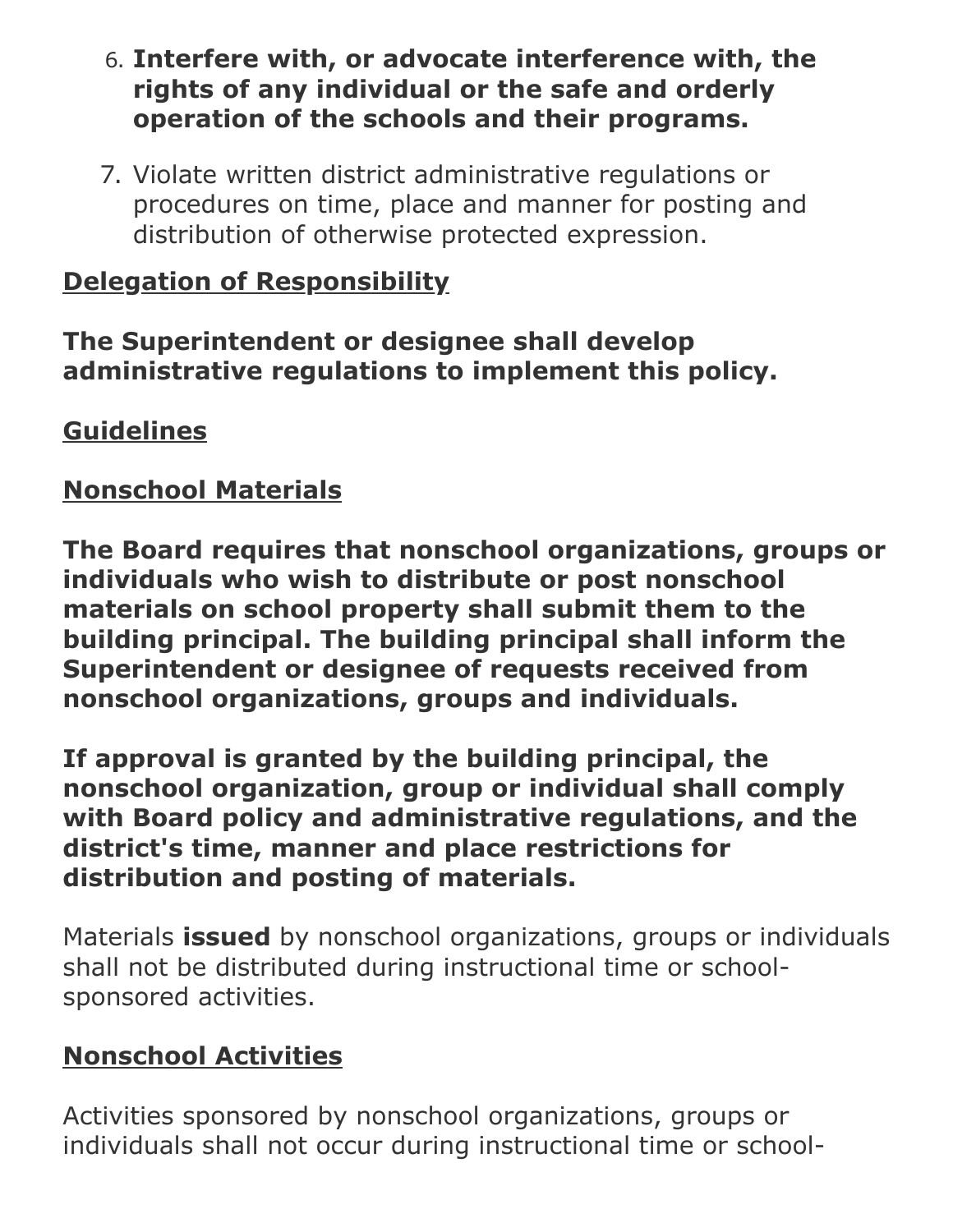6. **Interfere with, or advocate interference with, the rights of any individual or the safe and orderly operation of the schools and their programs.**

7. Violate written district administrative regulations or procedures on time, place and manner for posting and distribution of otherwise protected expression.

**Delegation of Responsibility**

**The Superintendent or designee shall develop administrative regulations to implement this policy.**

**Guidelines**

**Nonschool Materials**

**The Board requires that nonschool organizations, groups or individuals who wish to distribute or post nonschool materials on school property shall submit them to the building principal. The building principal shall inform the Superintendent or designee of requests received from nonschool organizations, groups and individuals.**

**If approval is granted by the building principal, the nonschool organization, group or individual shall comply with Board policy and administrative regulations, and the district's time, manner and place restrictions for distribution and posting of materials.**

Materials **issued** by nonschool organizations, groups or individuals shall not be distributed during instructional time or school-sponsored activities.

**Nonschool Activities**

Activities sponsored by nonschool organizations, groups or individuals shall not occur during instructional time or school-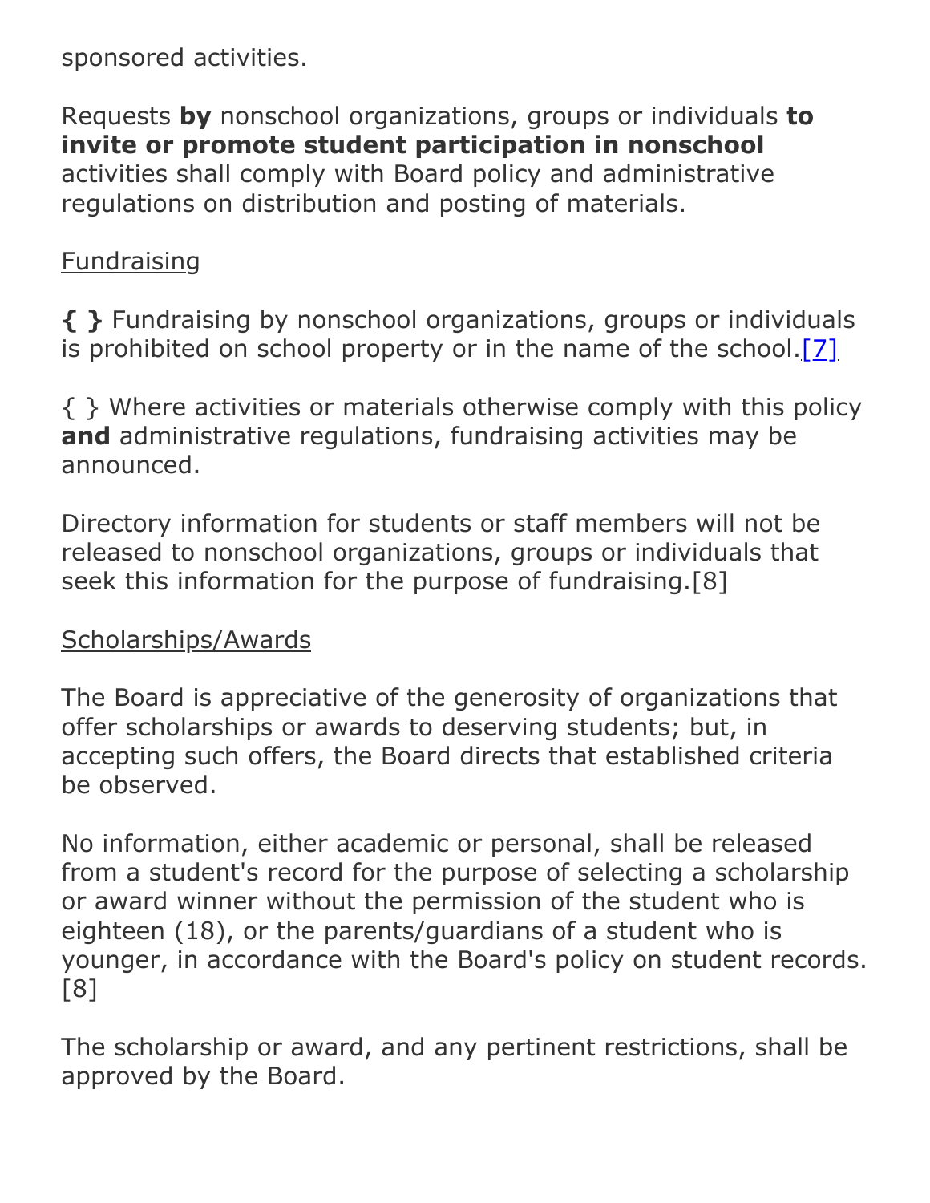sponsored activities.

Requests **by** nonschool organizations, groups or individuals **to invite or promote student participation in nonschool** activities shall comply with Board policy and administrative regulations on distribution and posting of materials.

Fundraising

**{ }** Fundraising by nonschool organizations, groups or individuals is prohibited on school property or in the name of the school.[7]

{ } Where activities or materials otherwise comply with this policy **and** administrative regulations, fundraising activities may be announced.

Directory information for students or staff members will not be released to nonschool organizations, groups or individuals that seek this information for the purpose of fundraising.[8]

Scholarships/Awards

The Board is appreciative of the generosity of organizations that offer scholarships or awards to deserving students; but, in accepting such offers, the Board directs that established criteria be observed.

No information, either academic or personal, shall be released from a student's record for the purpose of selecting a scholarship or award winner without the permission of the student who is eighteen (18), or the parents/guardians of a student who is younger, in accordance with the Board's policy on student records.[8]

The scholarship or award, and any pertinent restrictions, shall be approved by the Board.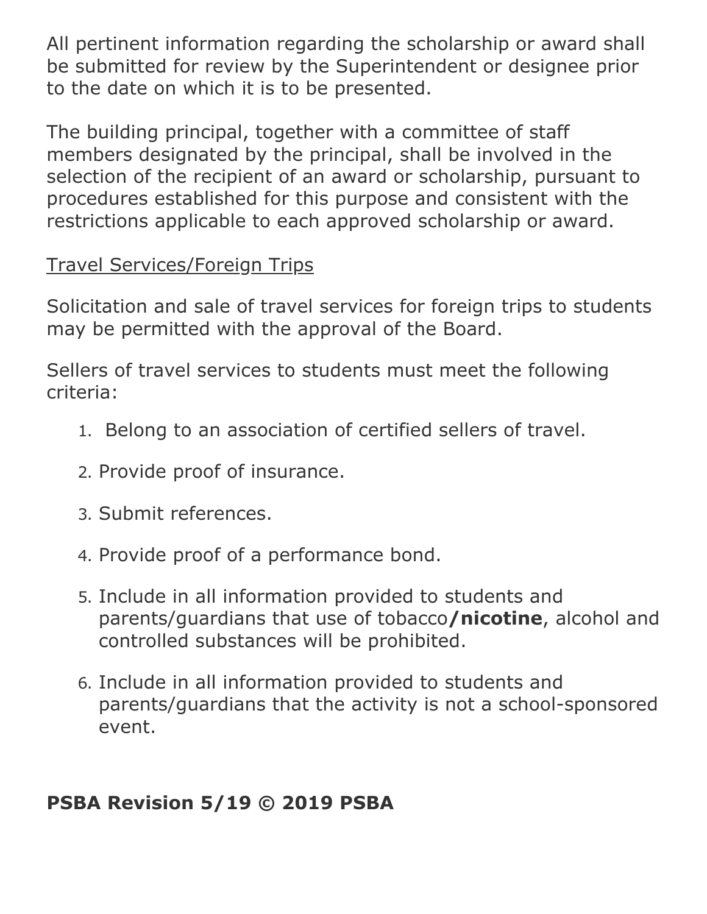All pertinent information regarding the scholarship or award shall be submitted for review by the Superintendent or designee prior to the date on which it is to be presented.

The building principal, together with a committee of staff members designated by the principal, shall be involved in the selection of the recipient of an award or scholarship, pursuant to procedures established for this purpose and consistent with the restrictions applicable to each approved scholarship or award.

<u>Travel Services/Foreign Trips</u>

Solicitation and sale of travel services for foreign trips to students may be permitted with the approval of the Board.

Sellers of travel services to students must meet the following criteria:

1. Belong to an association of certified sellers of travel.
2. Provide proof of insurance.
3. Submit references.
4. Provide proof of a performance bond.
5. Include in all information provided to students and parents/guardians that use of tobacco**/nicotine**, alcohol and controlled substances will be prohibited.
6. Include in all information provided to students and parents/guardians that the activity is not a school-sponsored event.

**PSBA Revision 5/19 © 2019 PSBA**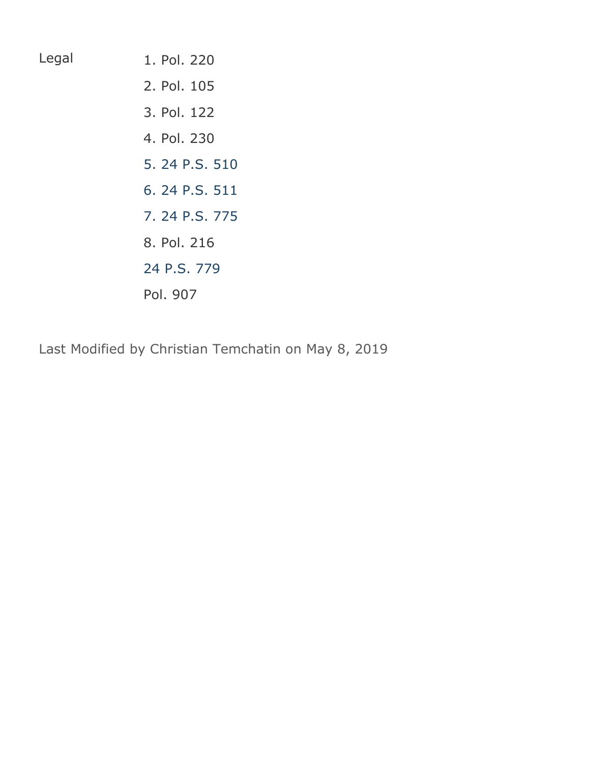Legal

1. Pol. 220
2. Pol. 105
3. Pol. 122
4. Pol. 230
5. 24 P.S. 510
6. 24 P.S. 511
7. 24 P.S. 775
8. Pol. 216

24 P.S. 779

Pol. 907

Last Modified by Christian Temchatin on May 8, 2019